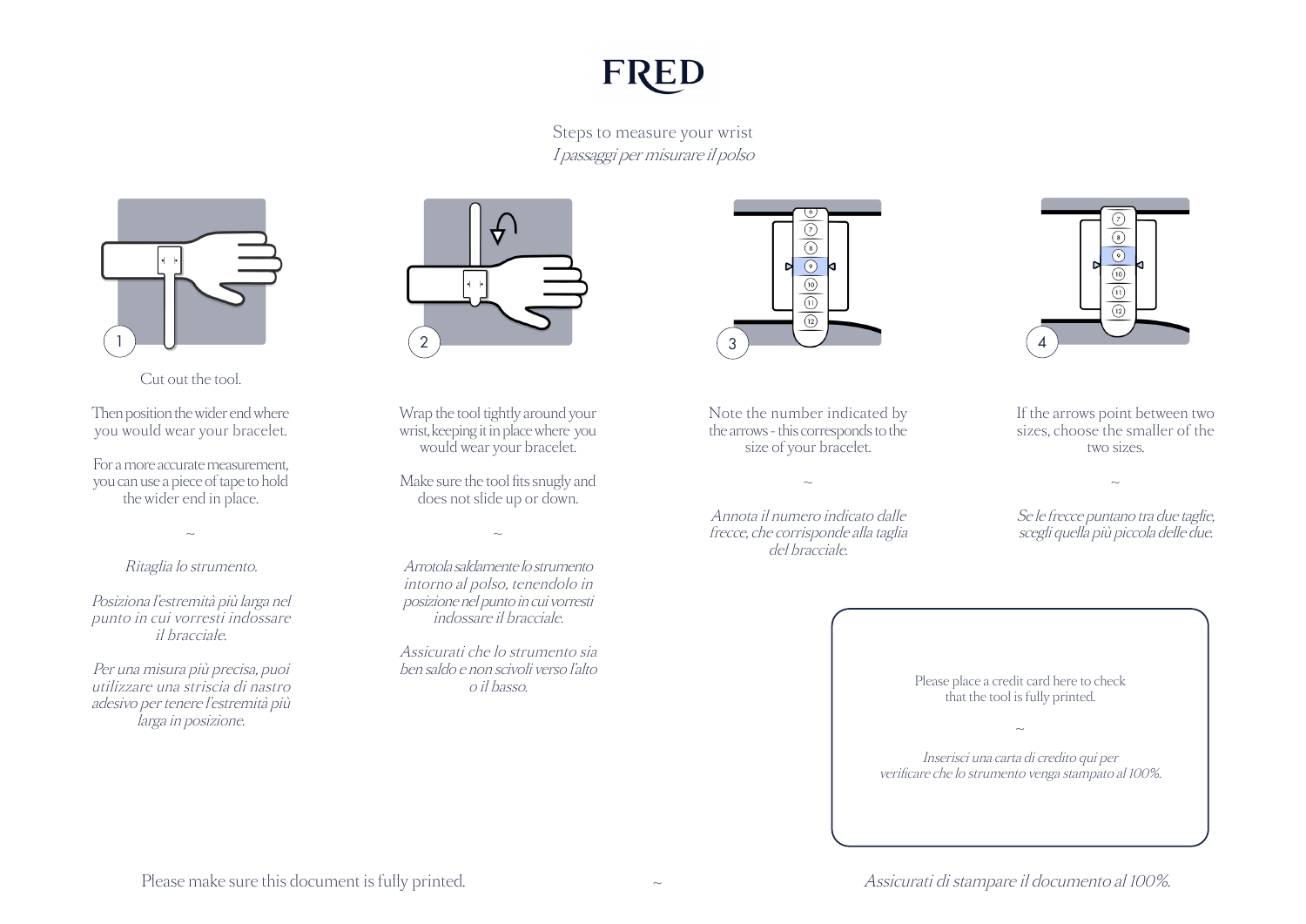# FRED

Steps to measure your wrist
*I passaggi per misurare il polso*

1

Cut out the tool.

Then position the wider end where you would wear your bracelet.

For a more accurate measurement, you can use a piece of tape to hold the wider end in place.

~

*Ritaglia lo strumento.*

*Posiziona l'estremità più larga nel punto in cui vorresti indossare il bracciale.*

*Per una misura più precisa, puoi utilizzare una striscia di nastro adesivo per tenere l'estremità più larga in posizione.*

2

Wrap the tool tightly around your wrist, keeping it in place where you would wear your bracelet.

Make sure the tool fits snugly and does not slide up or down.

~

*Arrotola saldamente lo strumento intorno al polso, tenendolo in posizione nel punto in cui vorresti indossare il bracciale.*

*Assicurati che lo strumento sia ben saldo e non scivoli verso l'alto o il basso.*

3

Note the number indicated by the arrows - this corresponds to the size of your bracelet.

~

*Annota il numero indicato dalle frecce, che corrisponde alla taglia del bracciale.*

4

If the arrows point between two sizes, choose the smaller of the two sizes.

~

*Se le frecce puntano tra due taglie, scegli quella più piccola delle due.*

Please place a credit card here to check that the tool is fully printed.

~

*Inserisci una carta di credito qui per verificare che lo strumento venga stampato al 100%.*

Please make sure this document is fully printed. ~ *Assicurati di stampare il documento al 100%.*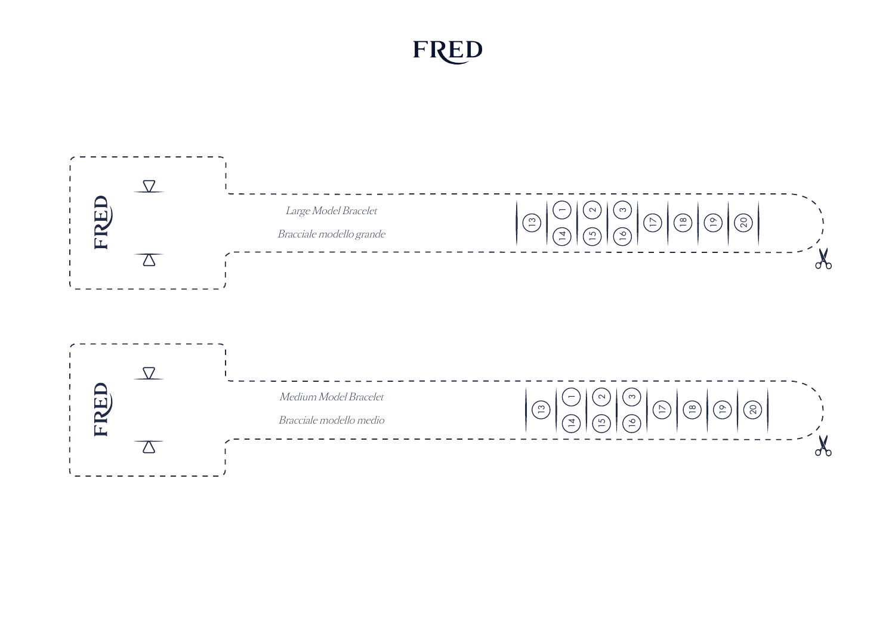FRED

FRED

*Large Model Bracelet*

*Bracciale modello grande*

13 | 1 14 | 2 15 | 3 16 | 17 | 18 | 19 | 20

FRED

*Medium Model Bracelet*

*Bracciale modello medio*

13 | 1 14 | 2 15 | 3 16 | 17 | 18 | 19 | 20